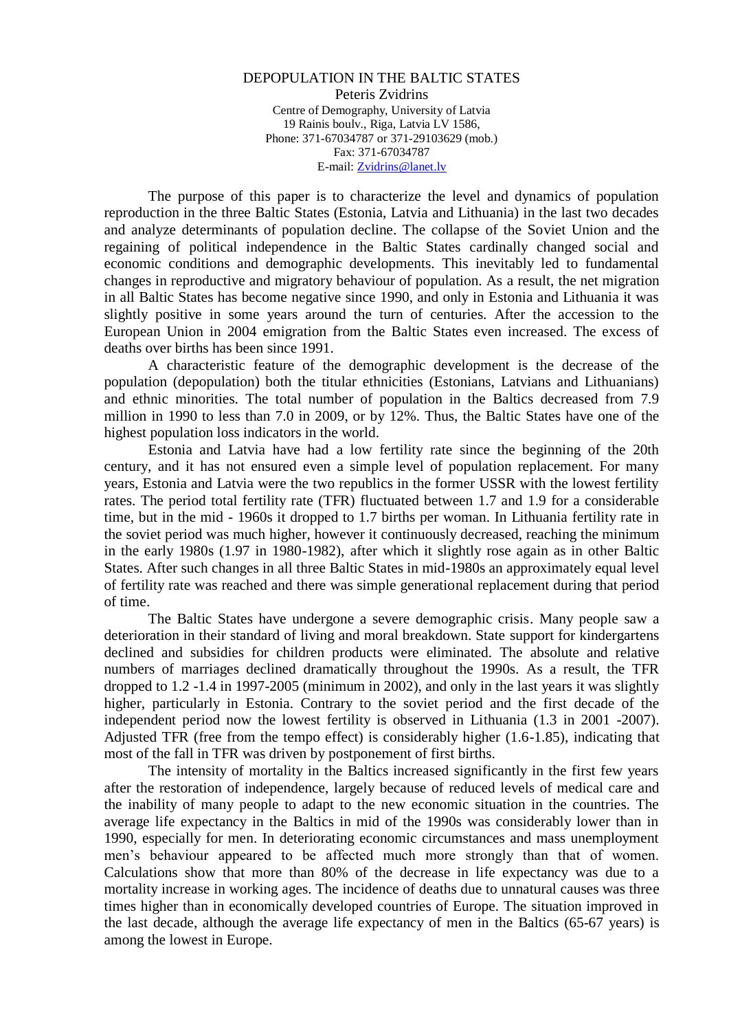# DEPOPULATION IN THE BALTIC STATES

Peteris Zvidrins

Centre of Demography, University of Latvia
19 Rainis boulv., Riga, Latvia LV 1586,
Phone: 371-67034787 or 371-29103629 (mob.)
Fax: 371-67034787
E-mail: Zvidrins@lanet.lv

The purpose of this paper is to characterize the level and dynamics of population reproduction in the three Baltic States (Estonia, Latvia and Lithuania) in the last two decades and analyze determinants of population decline. The collapse of the Soviet Union and the regaining of political independence in the Baltic States cardinally changed social and economic conditions and demographic developments. This inevitably led to fundamental changes in reproductive and migratory behaviour of population. As a result, the net migration in all Baltic States has become negative since 1990, and only in Estonia and Lithuania it was slightly positive in some years around the turn of centuries. After the accession to the European Union in 2004 emigration from the Baltic States even increased. The excess of deaths over births has been since 1991.

A characteristic feature of the demographic development is the decrease of the population (depopulation) both the titular ethnicities (Estonians, Latvians and Lithuanians) and ethnic minorities. The total number of population in the Baltics decreased from 7.9 million in 1990 to less than 7.0 in 2009, or by 12%. Thus, the Baltic States have one of the highest population loss indicators in the world.

Estonia and Latvia have had a low fertility rate since the beginning of the 20th century, and it has not ensured even a simple level of population replacement. For many years, Estonia and Latvia were the two republics in the former USSR with the lowest fertility rates. The period total fertility rate (TFR) fluctuated between 1.7 and 1.9 for a considerable time, but in the mid - 1960s it dropped to 1.7 births per woman. In Lithuania fertility rate in the soviet period was much higher, however it continuously decreased, reaching the minimum in the early 1980s (1.97 in 1980-1982), after which it slightly rose again as in other Baltic States. After such changes in all three Baltic States in mid-1980s an approximately equal level of fertility rate was reached and there was simple generational replacement during that period of time.

The Baltic States have undergone a severe demographic crisis. Many people saw a deterioration in their standard of living and moral breakdown. State support for kindergartens declined and subsidies for children products were eliminated. The absolute and relative numbers of marriages declined dramatically throughout the 1990s. As a result, the TFR dropped to 1.2 -1.4 in 1997-2005 (minimum in 2002), and only in the last years it was slightly higher, particularly in Estonia. Contrary to the soviet period and the first decade of the independent period now the lowest fertility is observed in Lithuania (1.3 in 2001 -2007). Adjusted TFR (free from the tempo effect) is considerably higher (1.6-1.85), indicating that most of the fall in TFR was driven by postponement of first births.

The intensity of mortality in the Baltics increased significantly in the first few years after the restoration of independence, largely because of reduced levels of medical care and the inability of many people to adapt to the new economic situation in the countries. The average life expectancy in the Baltics in mid of the 1990s was considerably lower than in 1990, especially for men. In deteriorating economic circumstances and mass unemployment men's behaviour appeared to be affected much more strongly than that of women. Calculations show that more than 80% of the decrease in life expectancy was due to a mortality increase in working ages. The incidence of deaths due to unnatural causes was three times higher than in economically developed countries of Europe. The situation improved in the last decade, although the average life expectancy of men in the Baltics (65-67 years) is among the lowest in Europe.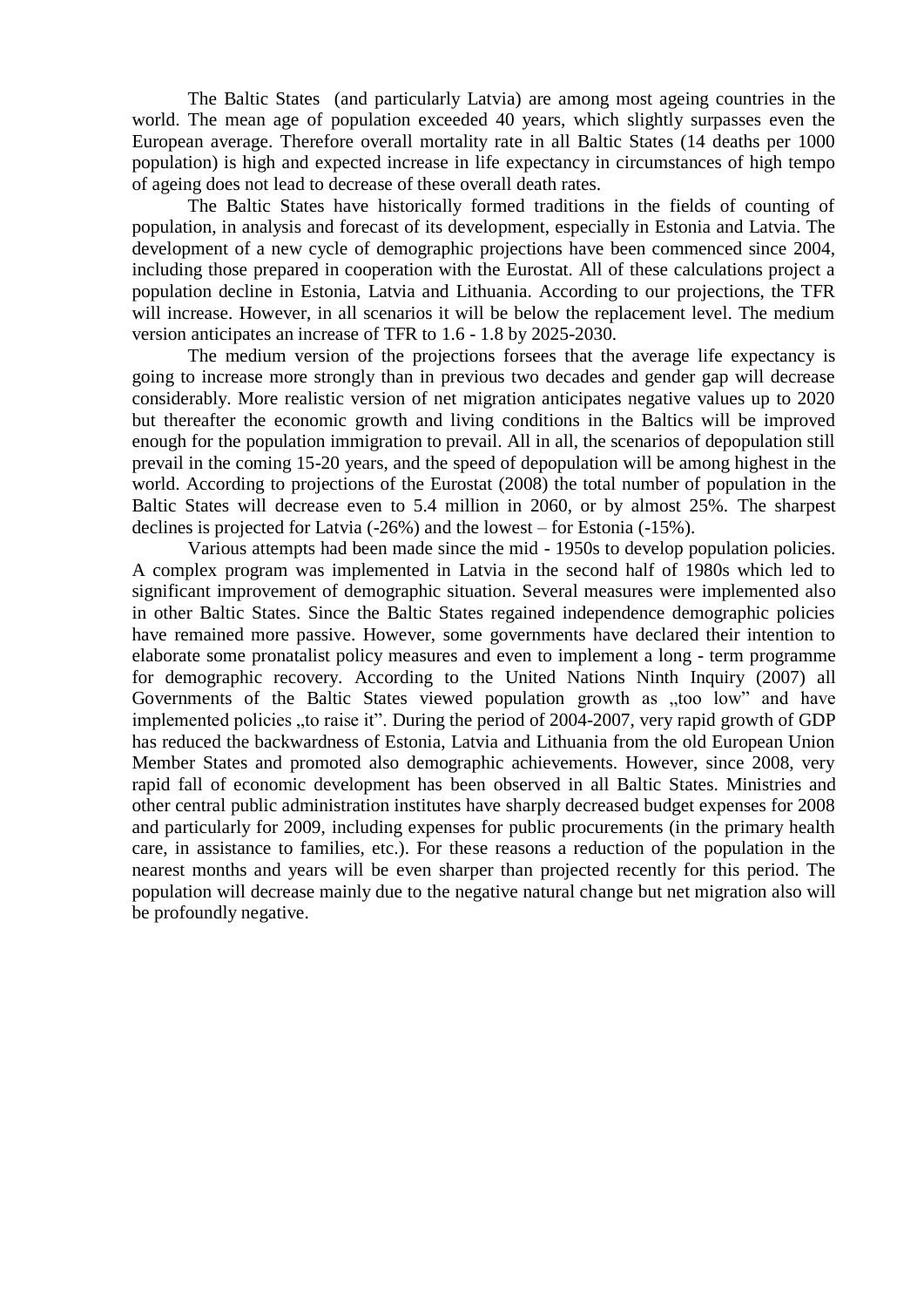The Baltic States  (and particularly Latvia) are among most ageing countries in the world. The mean age of population exceeded 40 years, which slightly surpasses even the European average. Therefore overall mortality rate in all Baltic States (14 deaths per 1000 population) is high and expected increase in life expectancy in circumstances of high tempo of ageing does not lead to decrease of these overall death rates.

The Baltic States have historically formed traditions in the fields of counting of population, in analysis and forecast of its development, especially in Estonia and Latvia. The development of a new cycle of demographic projections have been commenced since 2004, including those prepared in cooperation with the Eurostat. All of these calculations project a population decline in Estonia, Latvia and Lithuania. According to our projections, the TFR will increase. However, in all scenarios it will be below the replacement level. The medium version anticipates an increase of TFR to 1.6 - 1.8 by 2025-2030.

The medium version of the projections forsees that the average life expectancy is going to increase more strongly than in previous two decades and gender gap will decrease considerably. More realistic version of net migration anticipates negative values up to 2020 but thereafter the economic growth and living conditions in the Baltics will be improved enough for the population immigration to prevail. All in all, the scenarios of depopulation still prevail in the coming 15-20 years, and the speed of depopulation will be among highest in the world. According to projections of the Eurostat (2008) the total number of population in the Baltic States will decrease even to 5.4 million in 2060, or by almost 25%. The sharpest declines is projected for Latvia (-26%) and the lowest – for Estonia (-15%).

Various attempts had been made since the mid - 1950s to develop population policies. A complex program was implemented in Latvia in the second half of 1980s which led to significant improvement of demographic situation. Several measures were implemented also in other Baltic States. Since the Baltic States regained independence demographic policies have remained more passive. However, some governments have declared their intention to elaborate some pronatalist policy measures and even to implement a long - term programme for demographic recovery. According to the United Nations Ninth Inquiry (2007) all Governments of the Baltic States viewed population growth as „too low" and have implemented policies „to raise it". During the period of 2004-2007, very rapid growth of GDP has reduced the backwardness of Estonia, Latvia and Lithuania from the old European Union Member States and promoted also demographic achievements. However, since 2008, very rapid fall of economic development has been observed in all Baltic States. Ministries and other central public administration institutes have sharply decreased budget expenses for 2008 and particularly for 2009, including expenses for public procurements (in the primary health care, in assistance to families, etc.). For these reasons a reduction of the population in the nearest months and years will be even sharper than projected recently for this period. The population will decrease mainly due to the negative natural change but net migration also will be profoundly negative.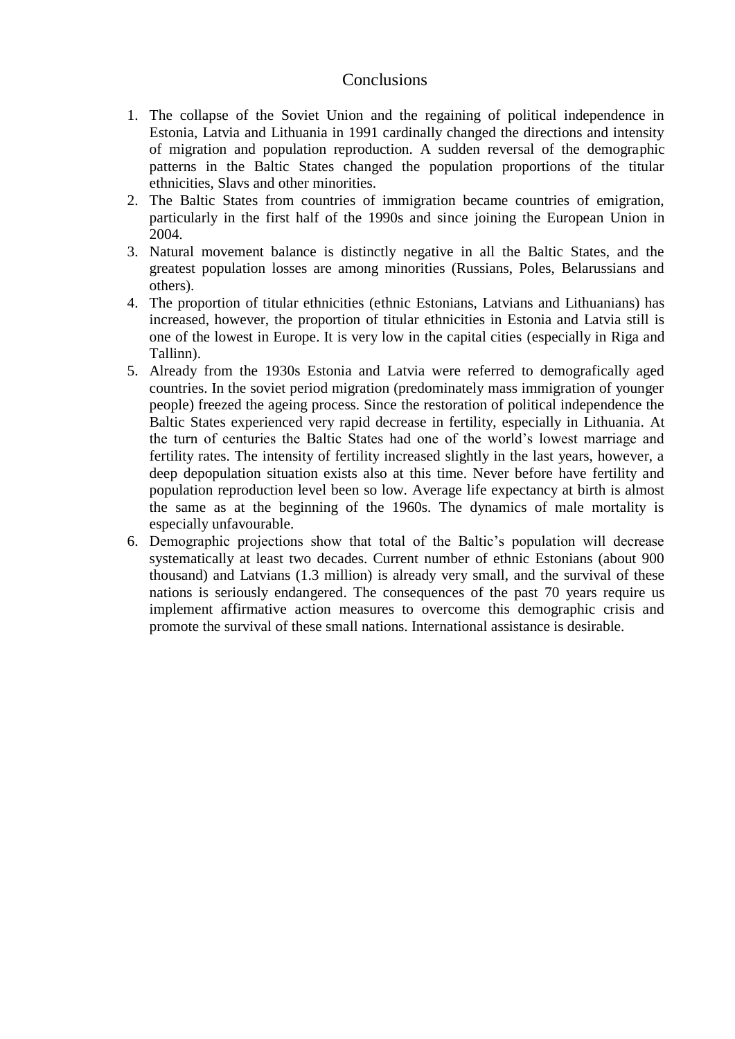# Conclusions

1. The collapse of the Soviet Union and the regaining of political independence in Estonia, Latvia and Lithuania in 1991 cardinally changed the directions and intensity of migration and population reproduction. A sudden reversal of the demographic patterns in the Baltic States changed the population proportions of the titular ethnicities, Slavs and other minorities.
2. The Baltic States from countries of immigration became countries of emigration, particularly in the first half of the 1990s and since joining the European Union in 2004.
3. Natural movement balance is distinctly negative in all the Baltic States, and the greatest population losses are among minorities (Russians, Poles, Belarussians and others).
4. The proportion of titular ethnicities (ethnic Estonians, Latvians and Lithuanians) has increased, however, the proportion of titular ethnicities in Estonia and Latvia still is one of the lowest in Europe. It is very low in the capital cities (especially in Riga and Tallinn).
5. Already from the 1930s Estonia and Latvia were referred to demografically aged countries. In the soviet period migration (predominately mass immigration of younger people) freezed the ageing process. Since the restoration of political independence the Baltic States experienced very rapid decrease in fertility, especially in Lithuania. At the turn of centuries the Baltic States had one of the world's lowest marriage and fertility rates. The intensity of fertility increased slightly in the last years, however, a deep depopulation situation exists also at this time. Never before have fertility and population reproduction level been so low. Average life expectancy at birth is almost the same as at the beginning of the 1960s. The dynamics of male mortality is especially unfavourable.
6. Demographic projections show that total of the Baltic's population will decrease systematically at least two decades. Current number of ethnic Estonians (about 900 thousand) and Latvians (1.3 million) is already very small, and the survival of these nations is seriously endangered. The consequences of the past 70 years require us implement affirmative action measures to overcome this demographic crisis and promote the survival of these small nations. International assistance is desirable.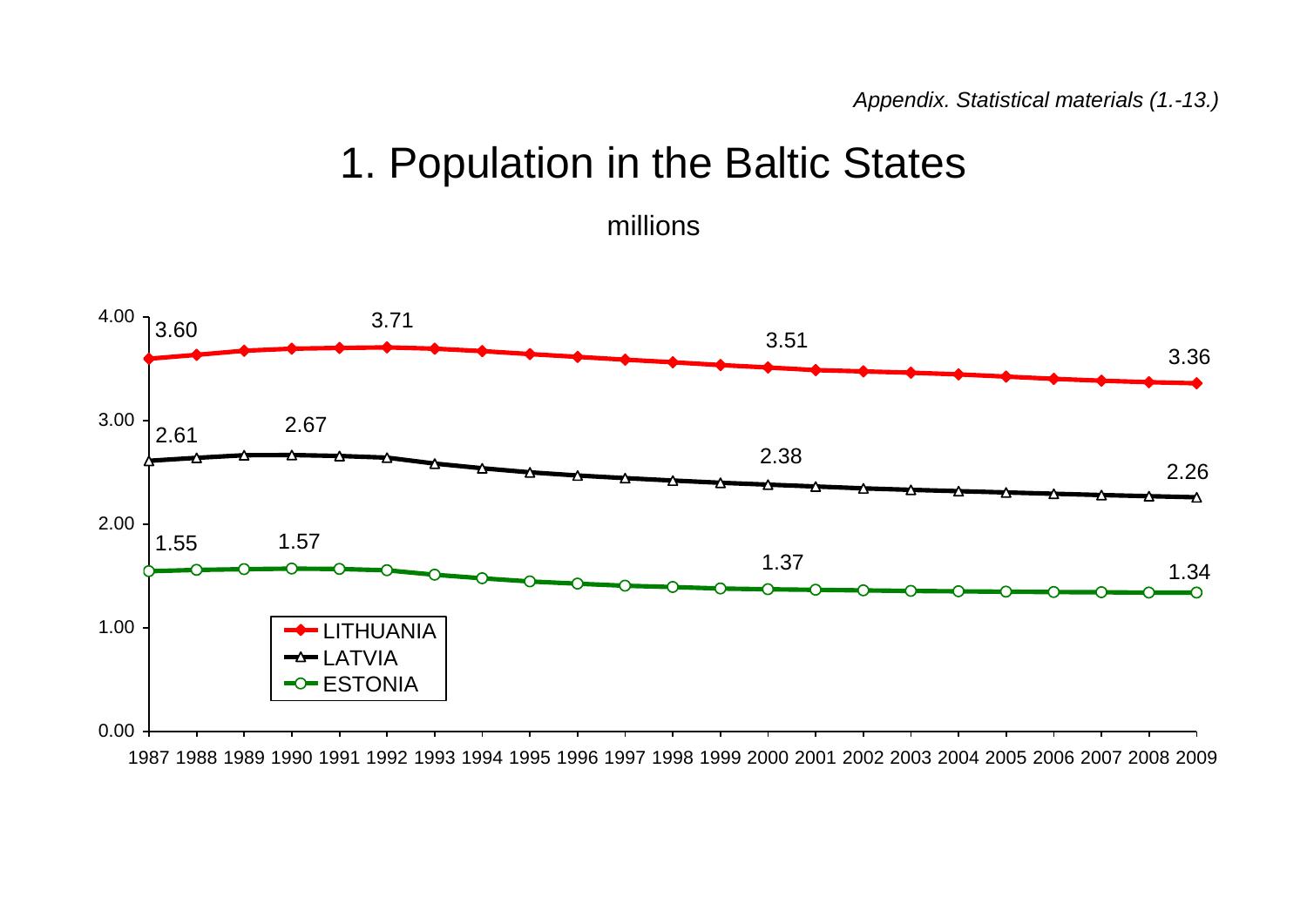*Appendix. Statistical materials (1.-13.)*

# 1. Population in the Baltic States

millions

| | 1987 | 1990 | 1992 | 2000 | 2009 |
|---|---|---|---|---|---|
| LITHUANIA | 3.60 | | 3.71 | 3.51 | 3.36 |
| LATVIA | 2.61 | 2.67 | | 2.38 | 2.26 |
| ESTONIA | 1.55 | 1.57 | | 1.37 | 1.34 |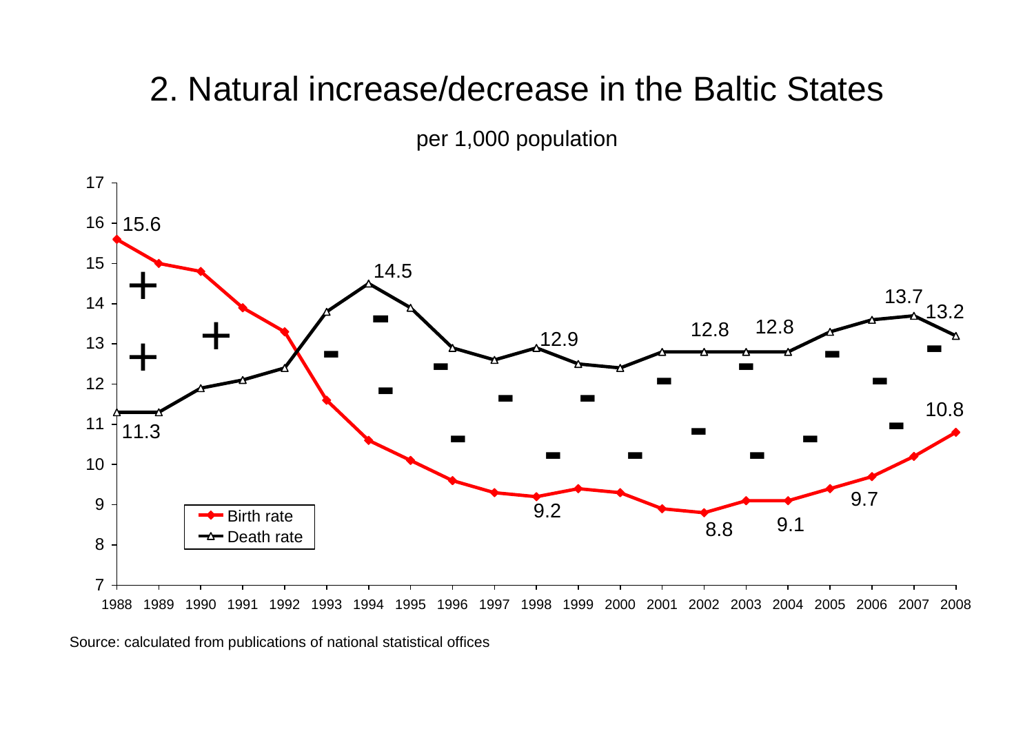# 2. Natural increase/decrease in the Baltic States

per 1,000 population

| Year | Birth rate | Death rate |
|---|---|---|
| 1988 | 15.6 | 11.3 |
| 1998 | 9.2 | 12.9 |
| 1994 | | 14.5 |
| 2002 | 8.8 | 12.8 |
| 2004 | 9.1 | 12.8 |
| 2006 | 9.7 | |
| 2007 | | 13.7 |
| 2008 | 10.8 | 13.2 |

Source: calculated from publications of national statistical offices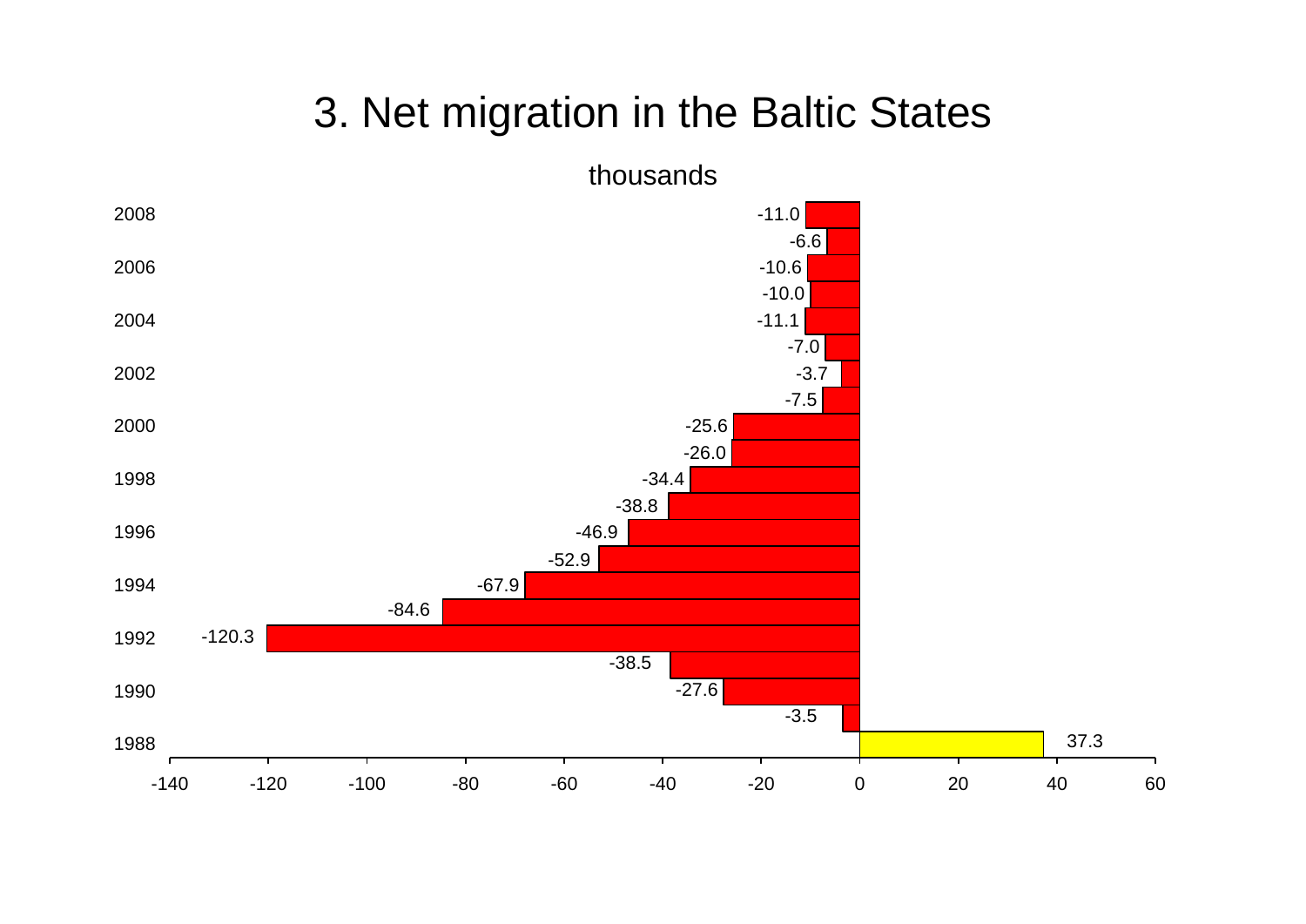# 3. Net migration in the Baltic States

thousands

| Year | Net migration |
|---|---|
| 2008 | -11.0 |
| 2007 | -6.6 |
| 2006 | -10.6 |
| 2005 | -10.0 |
| 2004 | -11.1 |
| 2003 | -7.0 |
| 2002 | -3.7 |
| 2001 | -7.5 |
| 2000 | -25.6 |
| 1999 | -26.0 |
| 1998 | -34.4 |
| 1997 | -38.8 |
| 1996 | -46.9 |
| 1995 | -52.9 |
| 1994 | -67.9 |
| 1993 | -84.6 |
| 1992 | -120.3 |
| 1991 | -38.5 |
| 1990 | -27.6 |
| 1989 | -3.5 |
| 1988 | 37.3 |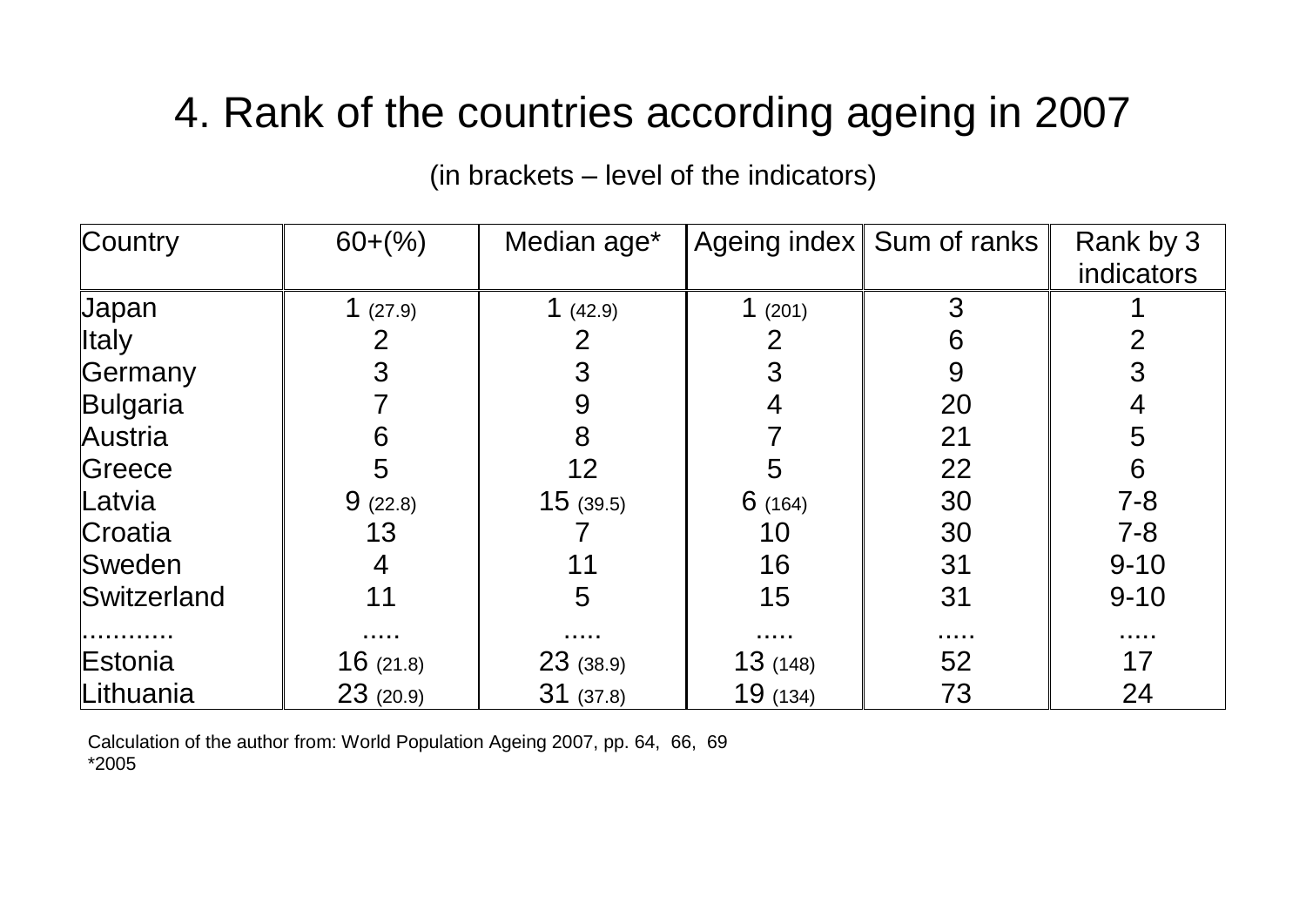# 4. Rank of the countries according ageing in 2007

(in brackets – level of the indicators)

| Country | 60+(%) | Median age* | Ageing index | Sum of ranks | Rank by 3 indicators |
|---|---|---|---|---|---|
| Japan | 1 (27.9) | 1 (42.9) | 1 (201) | 3 | 1 |
| Italy | 2 | 2 | 2 | 6 | 2 |
| Germany | 3 | 3 | 3 | 9 | 3 |
| Bulgaria | 7 | 9 | 4 | 20 | 4 |
| Austria | 6 | 8 | 7 | 21 | 5 |
| Greece | 5 | 12 | 5 | 22 | 6 |
| Latvia | 9 (22.8) | 15 (39.5) | 6 (164) | 30 | 7-8 |
| Croatia | 13 | 7 | 10 | 30 | 7-8 |
| Sweden | 4 | 11 | 16 | 31 | 9-10 |
| Switzerland | 11 | 5 | 15 | 31 | 9-10 |
| ........... | ..... | ..... | ..... | ..... | ..... |
| Estonia | 16 (21.8) | 23 (38.9) | 13 (148) | 52 | 17 |
| Lithuania | 23 (20.9) | 31 (37.8) | 19 (134) | 73 | 24 |

Calculation of the author from: World Population Ageing 2007, pp. 64, 66, 69
*2005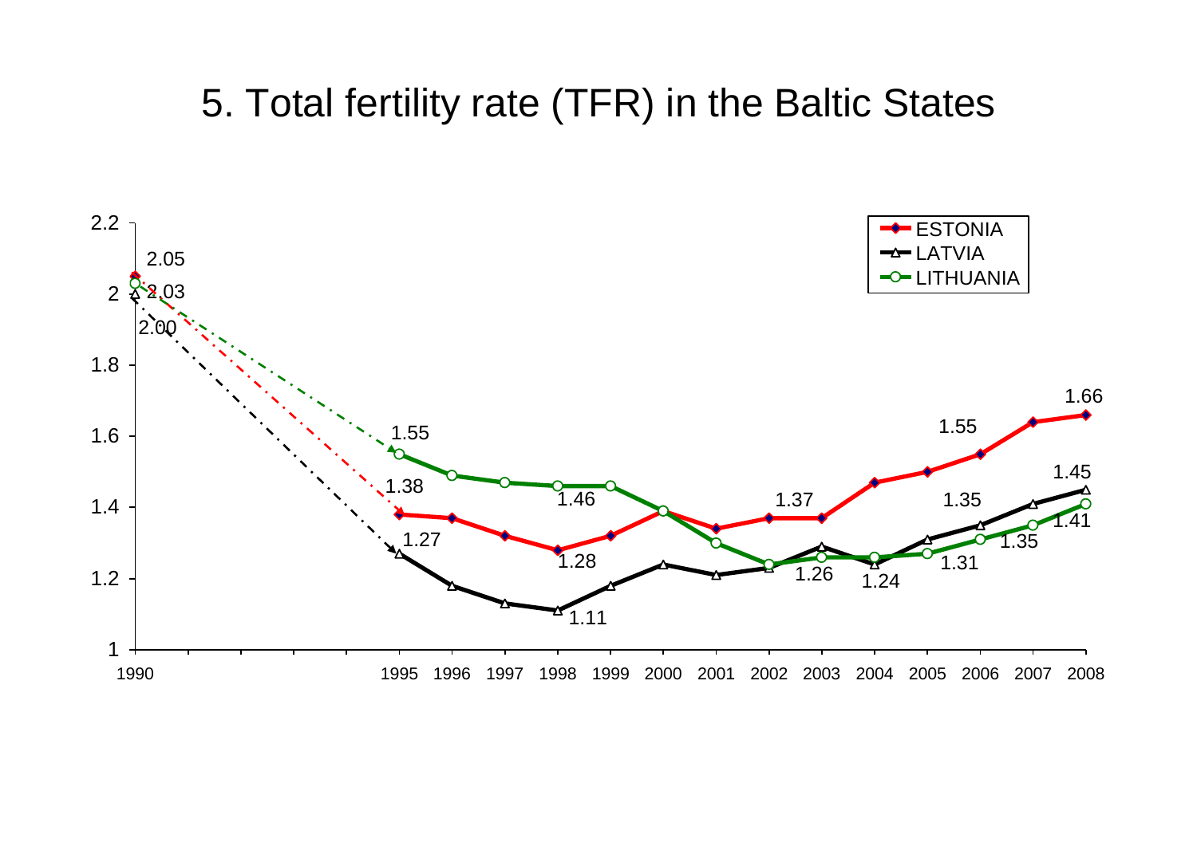# 5. Total fertility rate (TFR) in the Baltic States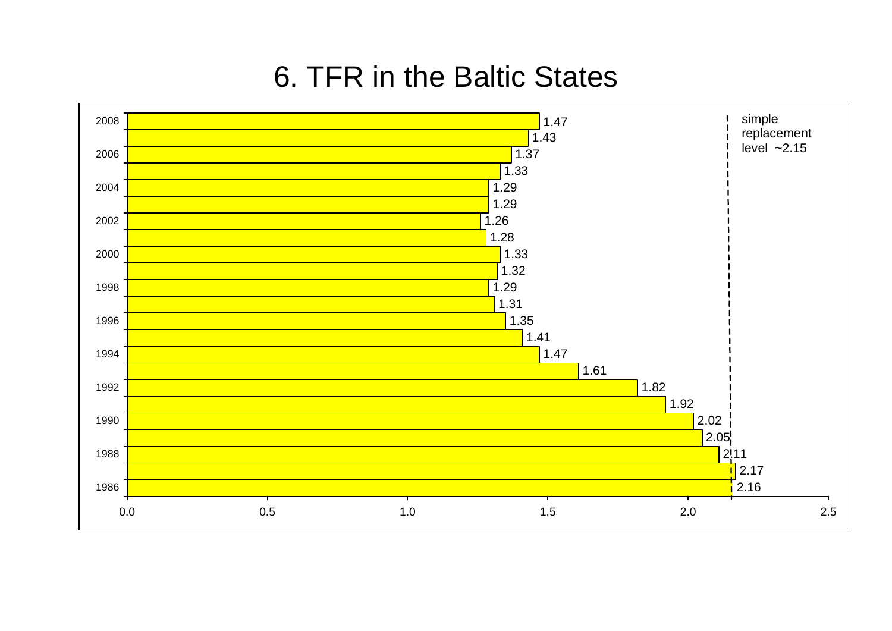# 6. TFR in the Baltic States

| Year | TFR |
|---|---|
| 2008 | 1.47 |
| 2007 | 1.43 |
| 2006 | 1.37 |
| 2005 | 1.33 |
| 2004 | 1.29 |
| 2003 | 1.29 |
| 2002 | 1.26 |
| 2001 | 1.28 |
| 2000 | 1.33 |
| 1999 | 1.32 |
| 1998 | 1.29 |
| 1997 | 1.31 |
| 1996 | 1.35 |
| 1995 | 1.41 |
| 1994 | 1.47 |
| 1993 | 1.61 |
| 1992 | 1.82 |
| 1991 | 1.92 |
| 1990 | 2.02 |
| 1989 | 2.05 |
| 1988 | 2.11 |
| 1987 | 2.17 |
| 1986 | 2.16 |

simple replacement level ~2.15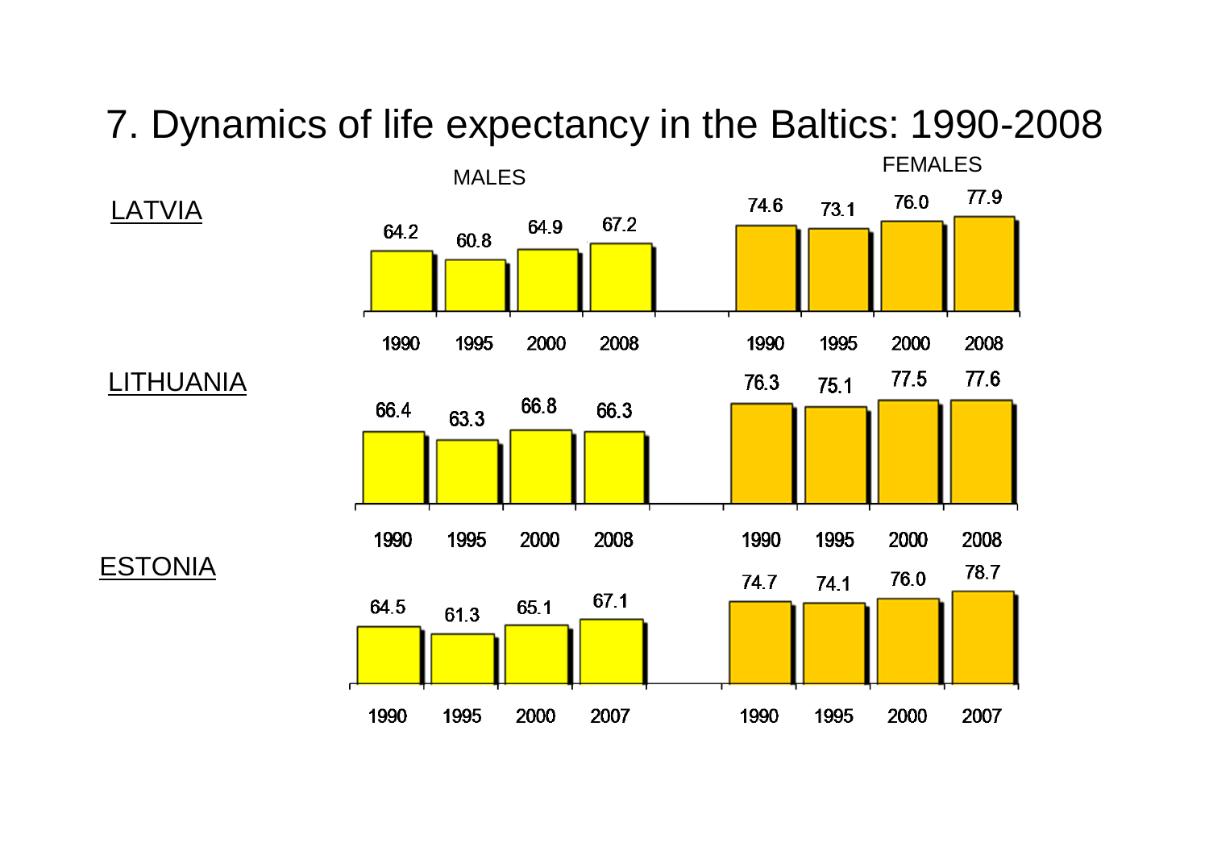# 7. Dynamics of life expectancy in the Baltics: 1990-2008

**LATVIA**

| | MALES | | | | FEMALES | | | |
|---|---|---|---|---|---|---|---|---|
| | 1990 | 1995 | 2000 | 2008 | 1990 | 1995 | 2000 | 2008 |
| | 64.2 | 60.8 | 64.9 | 67.2 | 74.6 | 73.1 | 76.0 | 77.9 |

**LITHUANIA**

| | MALES | | | | FEMALES | | | |
|---|---|---|---|---|---|---|---|---|
| | 1990 | 1995 | 2000 | 2008 | 1990 | 1995 | 2000 | 2008 |
| | 66.4 | 63.3 | 66.8 | 66.3 | 76.3 | 75.1 | 77.5 | 77.6 |

**ESTONIA**

| | MALES | | | | FEMALES | | | |
|---|---|---|---|---|---|---|---|---|
| | 1990 | 1995 | 2000 | 2007 | 1990 | 1995 | 2000 | 2007 |
| | 64.5 | 61.3 | 65.1 | 67.1 | 74.7 | 74.1 | 76.0 | 78.7 |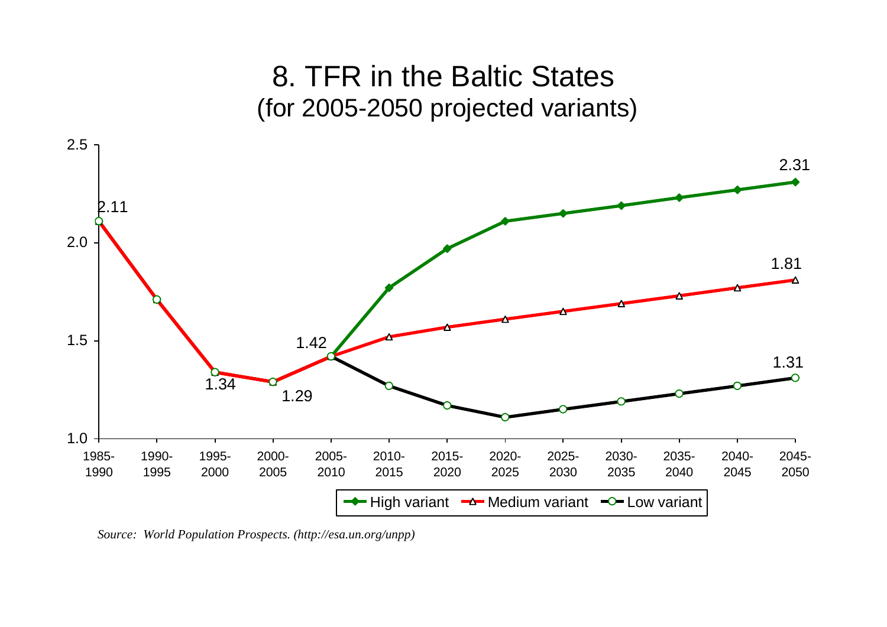# 8. TFR in the Baltic States
## (for 2005-2050 projected variants)

| Period | High variant | Medium variant | Low variant |
|---|---|---|---|
| 1985-1990 | 2.11 | 2.11 | 2.11 |
| 1990-1995 | 1.71 | 1.71 | 1.71 |
| 1995-2000 | 1.34 | 1.34 | 1.34 |
| 2000-2005 | 1.29 | 1.29 | 1.29 |
| 2005-2010 | 1.42 | 1.42 | 1.42 |
| 2010-2015 | 1.77 | 1.52 | 1.27 |
| 2015-2020 | 1.97 | 1.57 | 1.17 |
| 2020-2025 | 2.11 | 1.61 | 1.11 |
| 2025-2030 | 2.15 | 1.65 | 1.15 |
| 2030-2035 | 2.19 | 1.69 | 1.19 |
| 2035-2040 | 2.23 | 1.73 | 1.23 |
| 2040-2045 | 2.27 | 1.77 | 1.27 |
| 2045-2050 | 2.31 | 1.81 | 1.31 |

*Source: World Population Prospects. (http://esa.un.org/unpp)*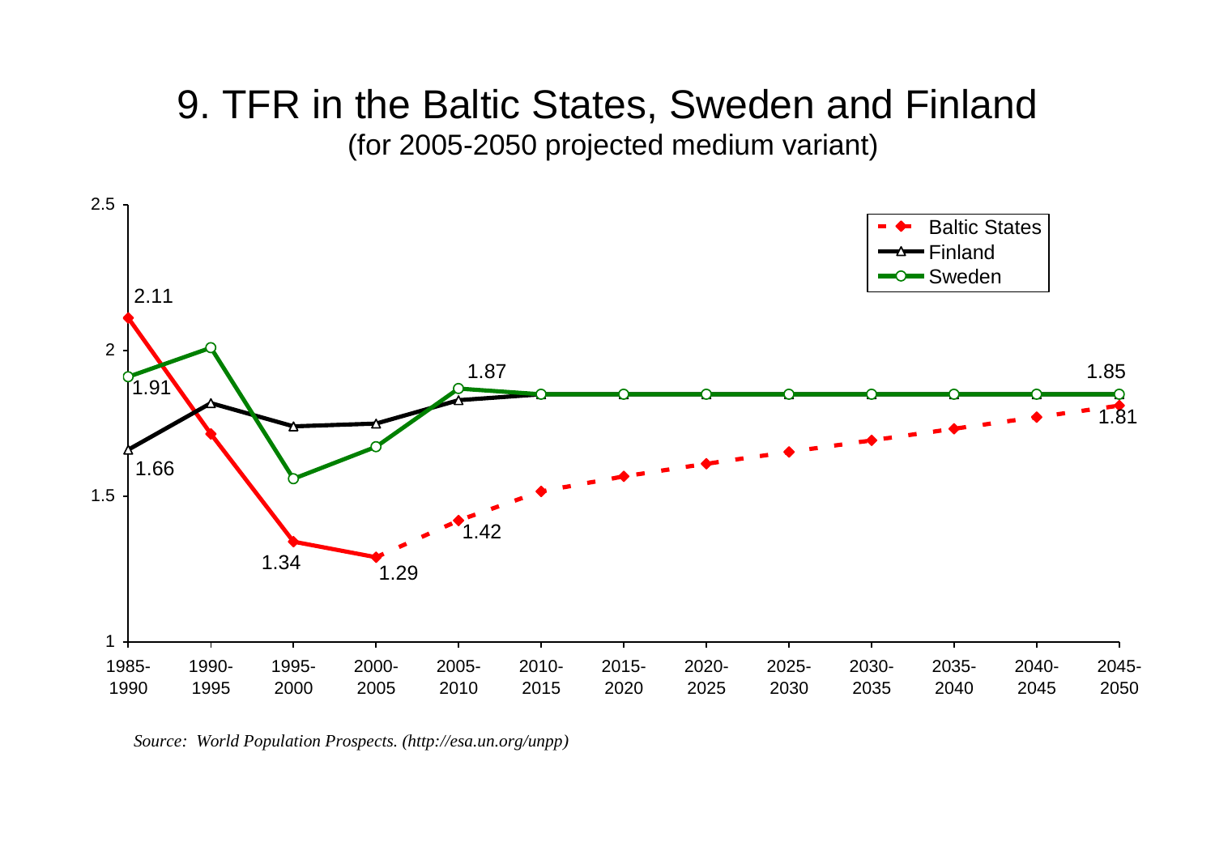# 9. TFR in the Baltic States, Sweden and Finland

(for 2005-2050 projected medium variant)

*Source: World Population Prospects. (http://esa.un.org/unpp)*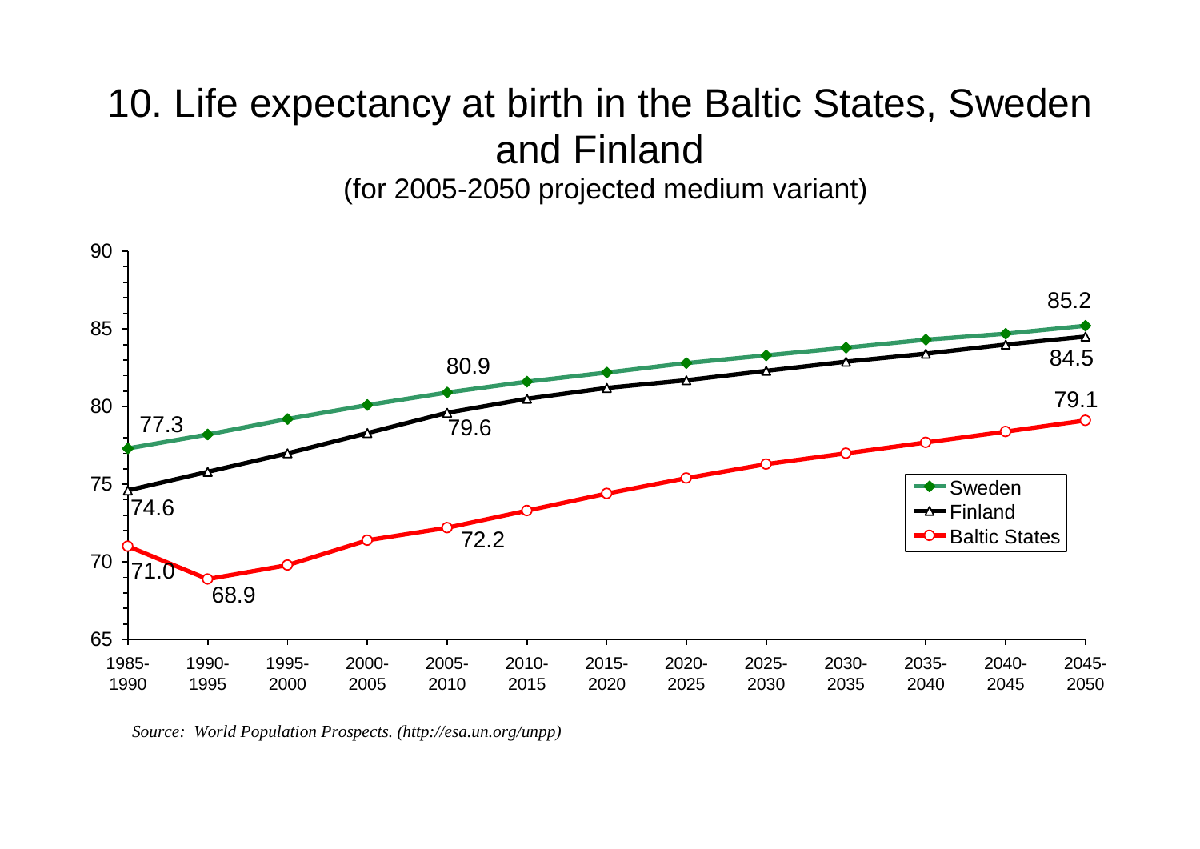# 10. Life expectancy at birth in the Baltic States, Sweden and Finland

(for 2005-2050 projected medium variant)

| Period | Sweden | Finland | Baltic States |
|---|---|---|---|
| 1985-1990 | 77.3 | 74.6 | 71.0 |
| 1990-1995 | | | 68.9 |
| 2005-2010 | 80.9 | 79.6 | 72.2 |
| 2045-2050 | 85.2 | 84.5 | 79.1 |

*Source: World Population Prospects. (http://esa.un.org/unpp)*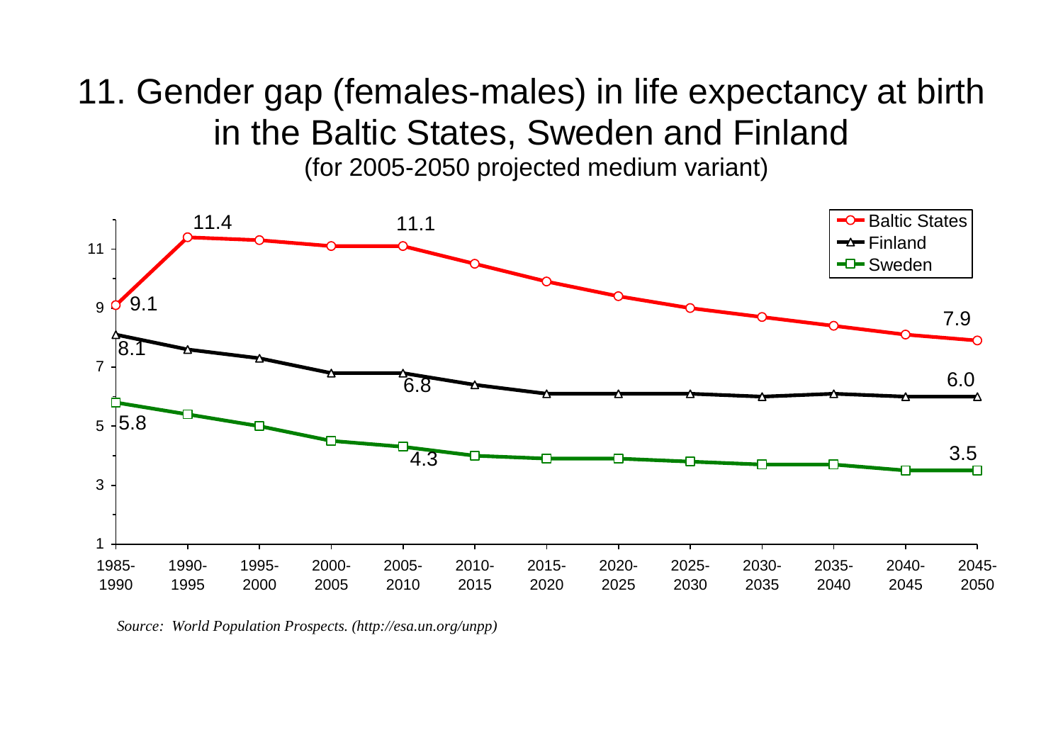# 11. Gender gap (females-males) in life expectancy at birth in the Baltic States, Sweden and Finland

(for 2005-2050 projected medium variant)

*Source: World Population Prospects. (http://esa.un.org/unpp)*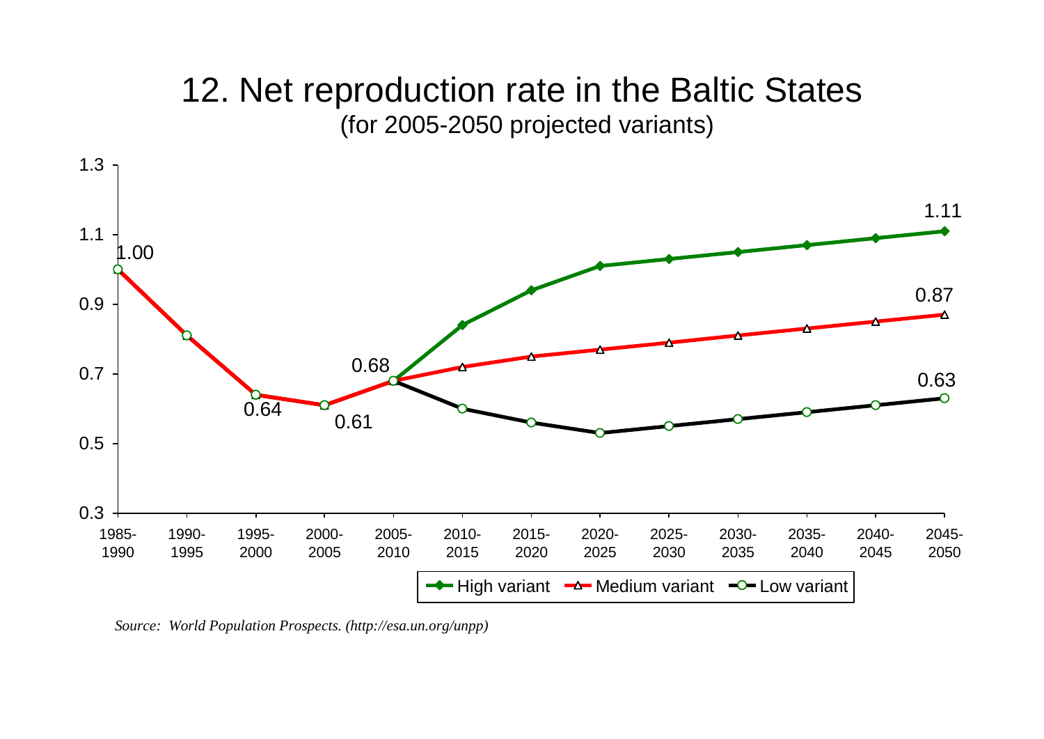# 12. Net reproduction rate in the Baltic States

(for 2005-2050 projected variants)

| Period | High variant | Medium variant | Low variant |
|---|---|---|---|
| 1985-1990 | | 1.00 | |
| 1990-1995 | | | |
| 1995-2000 | | 0.64 | |
| 2000-2005 | | 0.61 | |
| 2005-2010 | | 0.68 | |
| 2045-2050 | 1.11 | 0.87 | 0.63 |

High variant — Medium variant — Low variant

*Source: World Population Prospects. (http://esa.un.org/unpp)*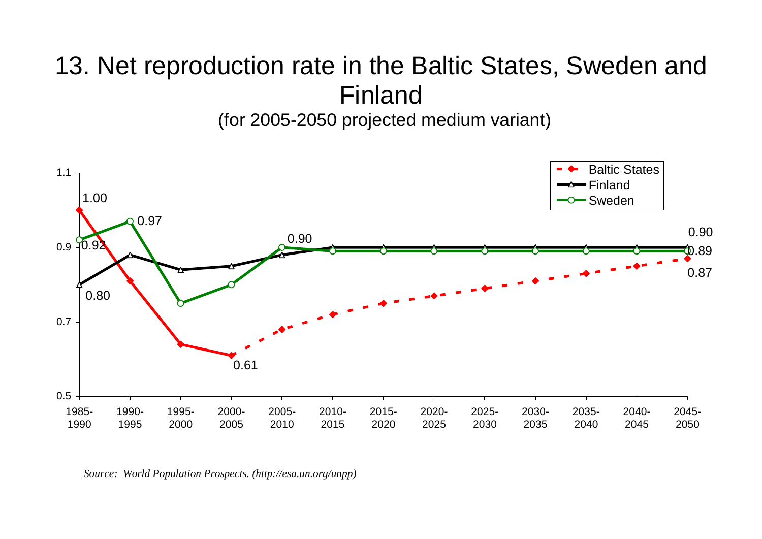# 13. Net reproduction rate in the Baltic States, Sweden and Finland

(for 2005-2050 projected medium variant)

Baltic States
Finland
Sweden

1.1
0.9
0.7
0.5

1.00
0.97
0.92
0.80
0.90
0.61
0.90
0.89
0.87

1985-1990
1990-1995
1995-2000
2000-2005
2005-2010
2010-2015
2015-2020
2020-2025
2025-2030
2030-2035
2035-2040
2040-2045
2045-2050

*Source: World Population Prospects. (http://esa.un.org/unpp)*